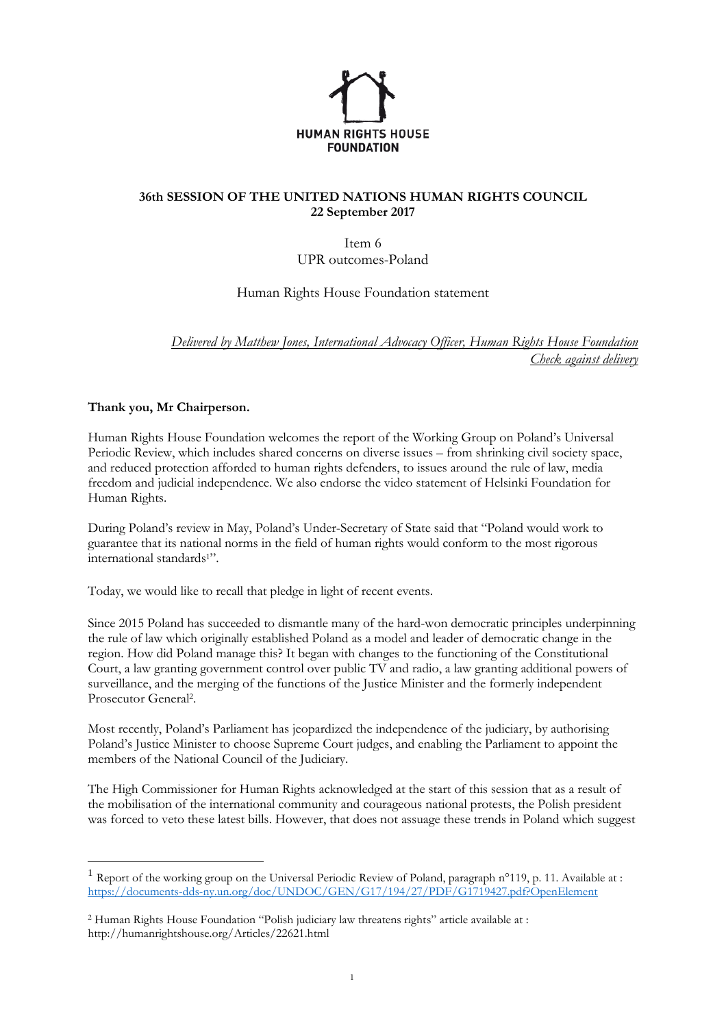HUMAN RIGHTS HOUSE FOUNDATION

**36th SESSION OF THE UNITED NATIONS HUMAN RIGHTS COUNCIL**
**22 September 2017**

Item 6
UPR outcomes-Poland

Human Rights House Foundation statement

*Delivered by Matthew Jones, International Advocacy Officer, Human Rights House Foundation*
*Check against delivery*

**Thank you, Mr Chairperson.**

Human Rights House Foundation welcomes the report of the Working Group on Poland's Universal Periodic Review, which includes shared concerns on diverse issues – from shrinking civil society space, and reduced protection afforded to human rights defenders, to issues around the rule of law, media freedom and judicial independence. We also endorse the video statement of Helsinki Foundation for Human Rights.

During Poland's review in May, Poland's Under-Secretary of State said that "Poland would work to guarantee that its national norms in the field of human rights would conform to the most rigorous international standards[1]".

Today, we would like to recall that pledge in light of recent events.

Since 2015 Poland has succeeded to dismantle many of the hard-won democratic principles underpinning the rule of law which originally established Poland as a model and leader of democratic change in the region. How did Poland manage this? It began with changes to the functioning of the Constitutional Court, a law granting government control over public TV and radio, a law granting additional powers of surveillance, and the merging of the functions of the Justice Minister and the formerly independent Prosecutor General[2].

Most recently, Poland's Parliament has jeopardized the independence of the judiciary, by authorising Poland's Justice Minister to choose Supreme Court judges, and enabling the Parliament to appoint the members of the National Council of the Judiciary.

The High Commissioner for Human Rights acknowledged at the start of this session that as a result of the mobilisation of the international community and courageous national protests, the Polish president was forced to veto these latest bills. However, that does not assuage these trends in Poland which suggest

---

[1] Report of the working group on the Universal Periodic Review of Poland, paragraph n°119, p. 11. Available at : https://documents-dds-ny.un.org/doc/UNDOC/GEN/G17/194/27/PDF/G1719427.pdf?OpenElement

[2] Human Rights House Foundation "Polish judiciary law threatens rights" article available at : http://humanrightshouse.org/Articles/22621.html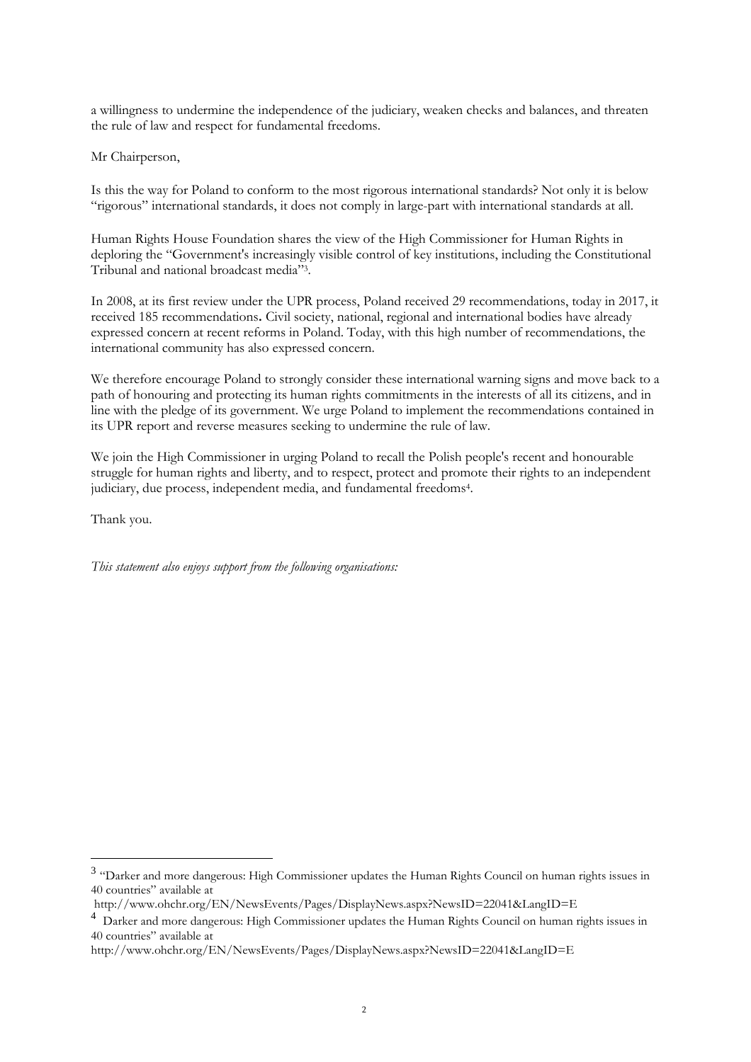a willingness to undermine the independence of the judiciary, weaken checks and balances, and threaten the rule of law and respect for fundamental freedoms.

Mr Chairperson,

Is this the way for Poland to conform to the most rigorous international standards? Not only it is below "rigorous" international standards, it does not comply in large-part with international standards at all.

Human Rights House Foundation shares the view of the High Commissioner for Human Rights in deploring the "Government's increasingly visible control of key institutions, including the Constitutional Tribunal and national broadcast media"[3].

In 2008, at its first review under the UPR process, Poland received 29 recommendations, today in 2017, it received 185 recommendations**.** Civil society, national, regional and international bodies have already expressed concern at recent reforms in Poland. Today, with this high number of recommendations, the international community has also expressed concern.

We therefore encourage Poland to strongly consider these international warning signs and move back to a path of honouring and protecting its human rights commitments in the interests of all its citizens, and in line with the pledge of its government. We urge Poland to implement the recommendations contained in its UPR report and reverse measures seeking to undermine the rule of law.

We join the High Commissioner in urging Poland to recall the Polish people's recent and honourable struggle for human rights and liberty, and to respect, protect and promote their rights to an independent judiciary, due process, independent media, and fundamental freedoms[4].

Thank you.

*This statement also enjoys support from the following organisations:*

---

[3] "Darker and more dangerous: High Commissioner updates the Human Rights Council on human rights issues in 40 countries" available at http://www.ohchr.org/EN/NewsEvents/Pages/DisplayNews.aspx?NewsID=22041&LangID=E

[4] Darker and more dangerous: High Commissioner updates the Human Rights Council on human rights issues in 40 countries" available at http://www.ohchr.org/EN/NewsEvents/Pages/DisplayNews.aspx?NewsID=22041&LangID=E